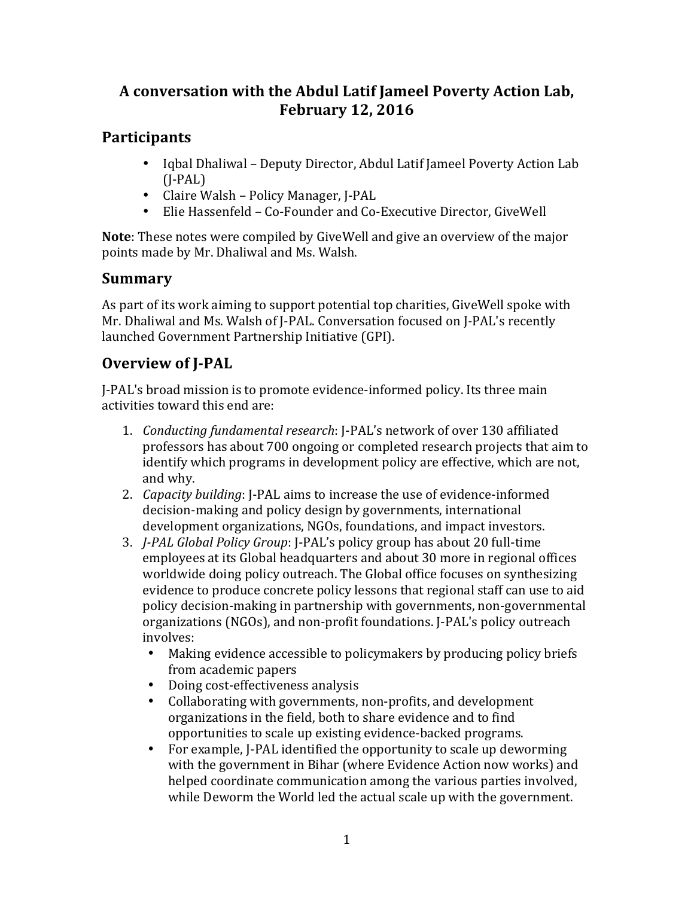# A conversation with the Abdul Latif Jameel Poverty Action Lab, February 12, 2016

## Participants

- Iqbal Dhaliwal – Deputy Director, Abdul Latif Jameel Poverty Action Lab (J-PAL)
- Claire Walsh – Policy Manager, J-PAL
- Elie Hassenfeld – Co-Founder and Co-Executive Director, GiveWell

**Note**: These notes were compiled by GiveWell and give an overview of the major points made by Mr. Dhaliwal and Ms. Walsh.

## Summary

As part of its work aiming to support potential top charities, GiveWell spoke with Mr. Dhaliwal and Ms. Walsh of J-PAL. Conversation focused on J-PAL's recently launched Government Partnership Initiative (GPI).

## Overview of J-PAL

J-PAL's broad mission is to promote evidence-informed policy. Its three main activities toward this end are:

1. *Conducting fundamental research*: J-PAL's network of over 130 affiliated professors has about 700 ongoing or completed research projects that aim to identify which programs in development policy are effective, which are not, and why.
2. *Capacity building*: J-PAL aims to increase the use of evidence-informed decision-making and policy design by governments, international development organizations, NGOs, foundations, and impact investors.
3. *J-PAL Global Policy Group*: J-PAL's policy group has about 20 full-time employees at its Global headquarters and about 30 more in regional offices worldwide doing policy outreach. The Global office focuses on synthesizing evidence to produce concrete policy lessons that regional staff can use to aid policy decision-making in partnership with governments, non-governmental organizations (NGOs), and non-profit foundations. J-PAL's policy outreach involves:
   - Making evidence accessible to policymakers by producing policy briefs from academic papers
   - Doing cost-effectiveness analysis
   - Collaborating with governments, non-profits, and development organizations in the field, both to share evidence and to find opportunities to scale up existing evidence-backed programs.
   - For example, J-PAL identified the opportunity to scale up deworming with the government in Bihar (where Evidence Action now works) and helped coordinate communication among the various parties involved, while Deworm the World led the actual scale up with the government.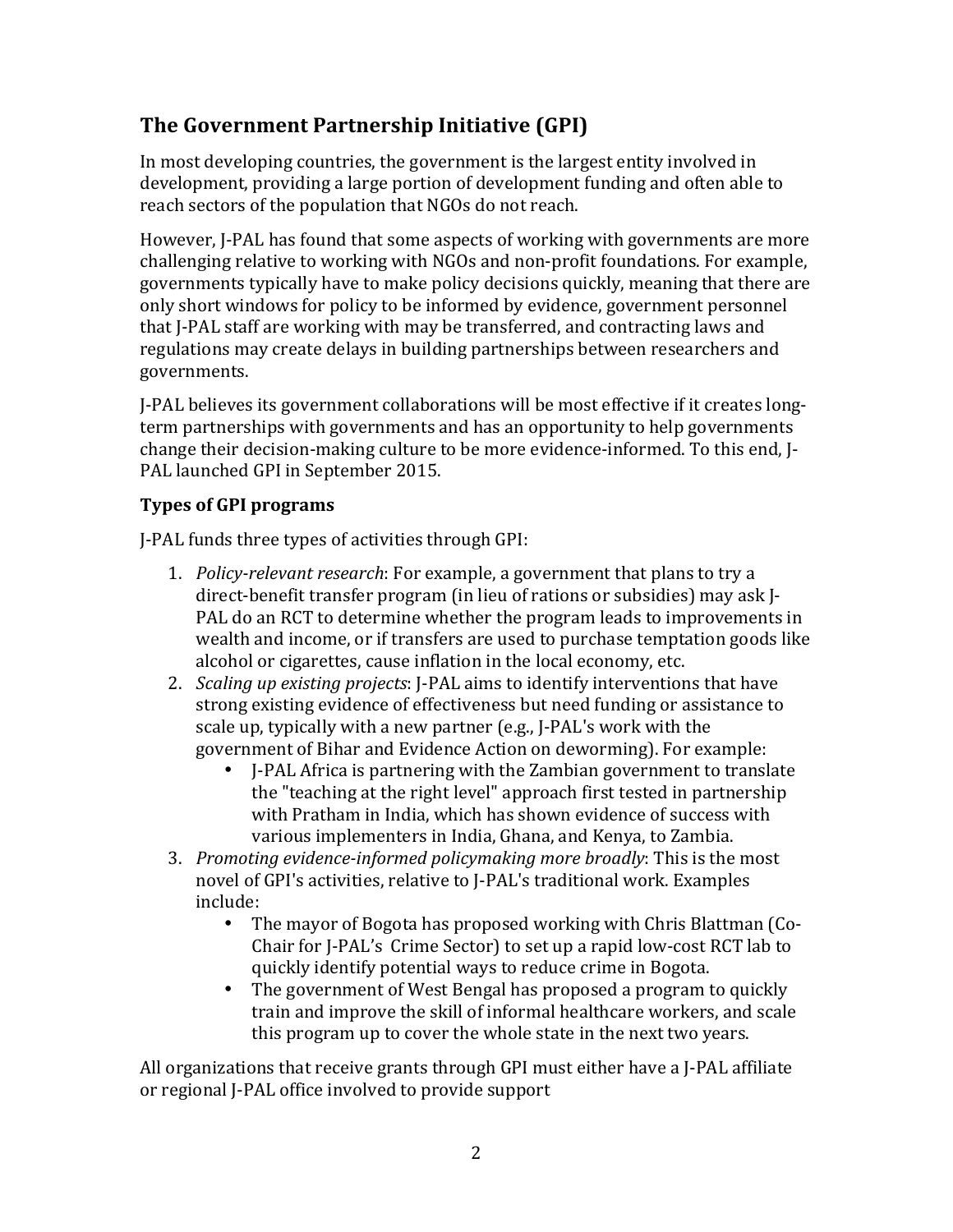## The Government Partnership Initiative (GPI)

In most developing countries, the government is the largest entity involved in development, providing a large portion of development funding and often able to reach sectors of the population that NGOs do not reach.

However, J-PAL has found that some aspects of working with governments are more challenging relative to working with NGOs and non-profit foundations. For example, governments typically have to make policy decisions quickly, meaning that there are only short windows for policy to be informed by evidence, government personnel that J-PAL staff are working with may be transferred, and contracting laws and regulations may create delays in building partnerships between researchers and governments.

J-PAL believes its government collaborations will be most effective if it creates long-term partnerships with governments and has an opportunity to help governments change their decision-making culture to be more evidence-informed. To this end, J-PAL launched GPI in September 2015.

### Types of GPI programs

J-PAL funds three types of activities through GPI:

1. *Policy-relevant research*: For example, a government that plans to try a direct-benefit transfer program (in lieu of rations or subsidies) may ask J-PAL do an RCT to determine whether the program leads to improvements in wealth and income, or if transfers are used to purchase temptation goods like alcohol or cigarettes, cause inflation in the local economy, etc.
2. *Scaling up existing projects*: J-PAL aims to identify interventions that have strong existing evidence of effectiveness but need funding or assistance to scale up, typically with a new partner (e.g., J-PAL's work with the government of Bihar and Evidence Action on deworming). For example:
    - J-PAL Africa is partnering with the Zambian government to translate the "teaching at the right level" approach first tested in partnership with Pratham in India, which has shown evidence of success with various implementers in India, Ghana, and Kenya, to Zambia.
3. *Promoting evidence-informed policymaking more broadly*: This is the most novel of GPI's activities, relative to J-PAL's traditional work. Examples include:
    - The mayor of Bogota has proposed working with Chris Blattman (Co-Chair for J-PAL's Crime Sector) to set up a rapid low-cost RCT lab to quickly identify potential ways to reduce crime in Bogota.
    - The government of West Bengal has proposed a program to quickly train and improve the skill of informal healthcare workers, and scale this program up to cover the whole state in the next two years.

All organizations that receive grants through GPI must either have a J-PAL affiliate or regional J-PAL office involved to provide support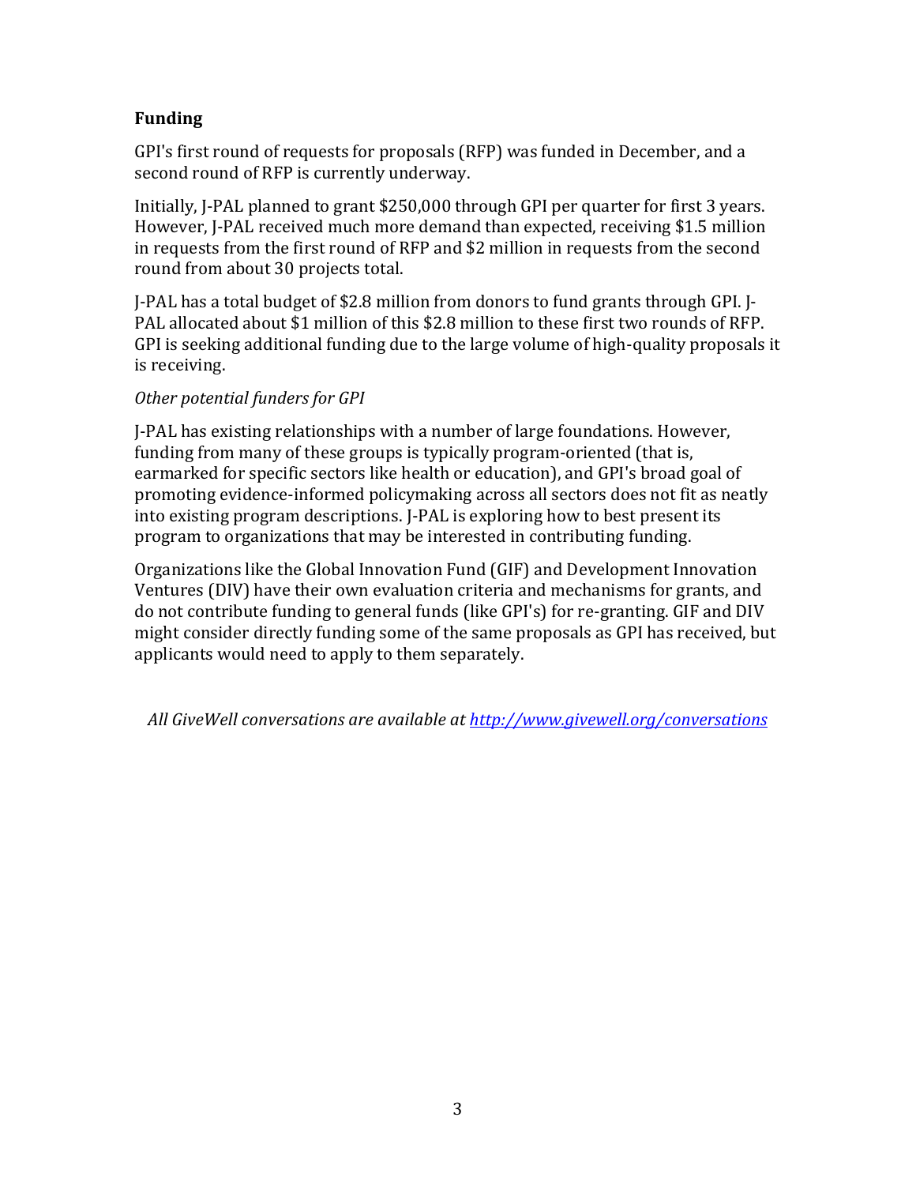**Funding**

GPI's first round of requests for proposals (RFP) was funded in December, and a second round of RFP is currently underway.

Initially, J-PAL planned to grant $250,000 through GPI per quarter for first 3 years. However, J-PAL received much more demand than expected, receiving $1.5 million in requests from the first round of RFP and $2 million in requests from the second round from about 30 projects total.

J-PAL has a total budget of $2.8 million from donors to fund grants through GPI. J-PAL allocated about $1 million of this $2.8 million to these first two rounds of RFP. GPI is seeking additional funding due to the large volume of high-quality proposals it is receiving.

*Other potential funders for GPI*

J-PAL has existing relationships with a number of large foundations. However, funding from many of these groups is typically program-oriented (that is, earmarked for specific sectors like health or education), and GPI's broad goal of promoting evidence-informed policymaking across all sectors does not fit as neatly into existing program descriptions. J-PAL is exploring how to best present its program to organizations that may be interested in contributing funding.

Organizations like the Global Innovation Fund (GIF) and Development Innovation Ventures (DIV) have their own evaluation criteria and mechanisms for grants, and do not contribute funding to general funds (like GPI's) for re-granting. GIF and DIV might consider directly funding some of the same proposals as GPI has received, but applicants would need to apply to them separately.

*All GiveWell conversations are available at [http://www.givewell.org/conversations](http://www.givewell.org/conversations)*